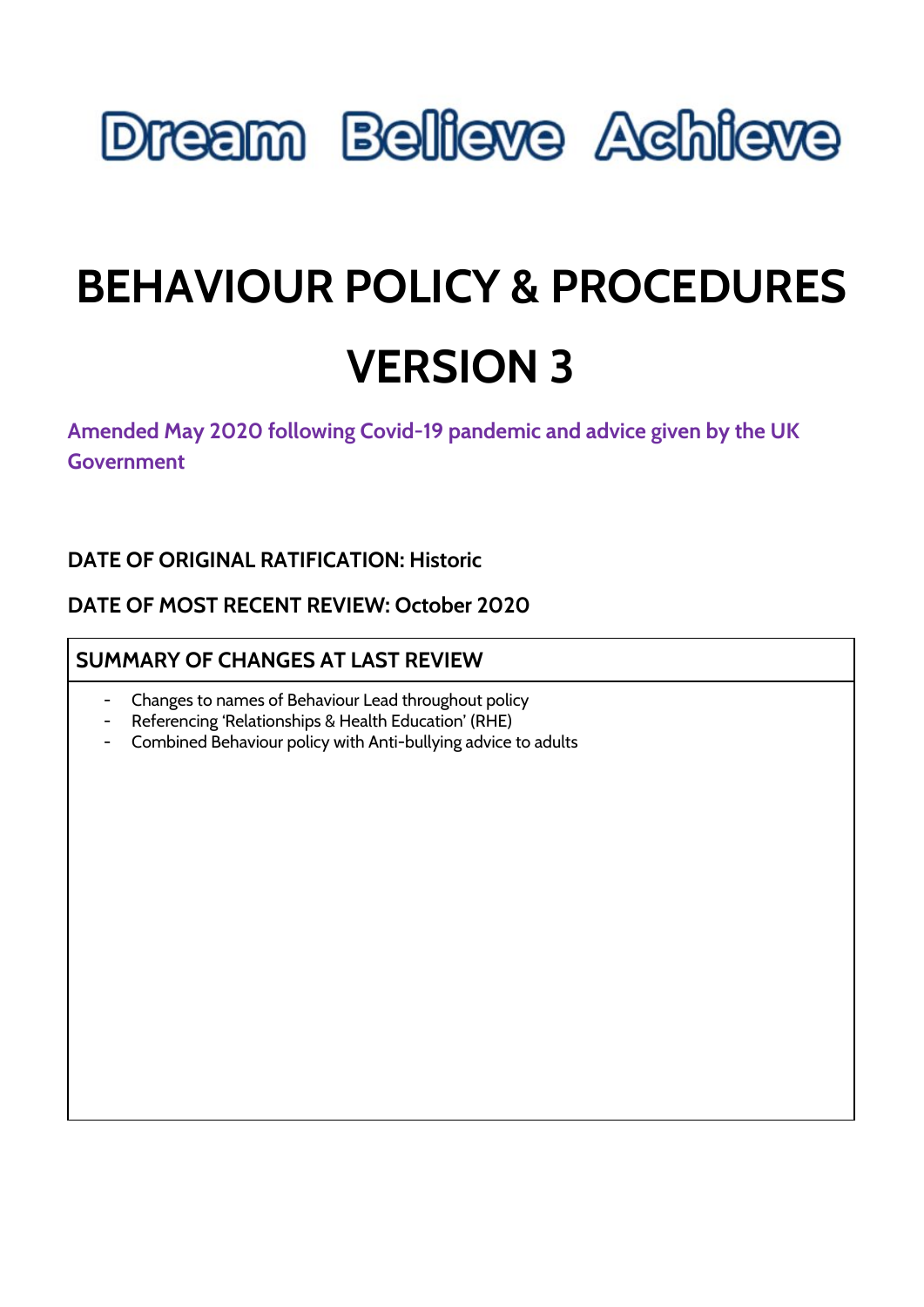# Dream Believe Achieve

# BEHAVIOUR POLICY & PROCEDURES

# VERSION 3

**Amended May 2020 following Covid-19 pandemic and advice given by the UK Government**

**DATE OF ORIGINAL RATIFICATION: Historic**

**DATE OF MOST RECENT REVIEW: October 2020**

| SUMMARY OF CHANGES AT LAST REVIEW |
| --- |
| - Changes to names of Behaviour Lead throughout policy<br>- Referencing 'Relationships & Health Education' (RHE)<br>- Combined Behaviour policy with Anti-bullying advice to adults |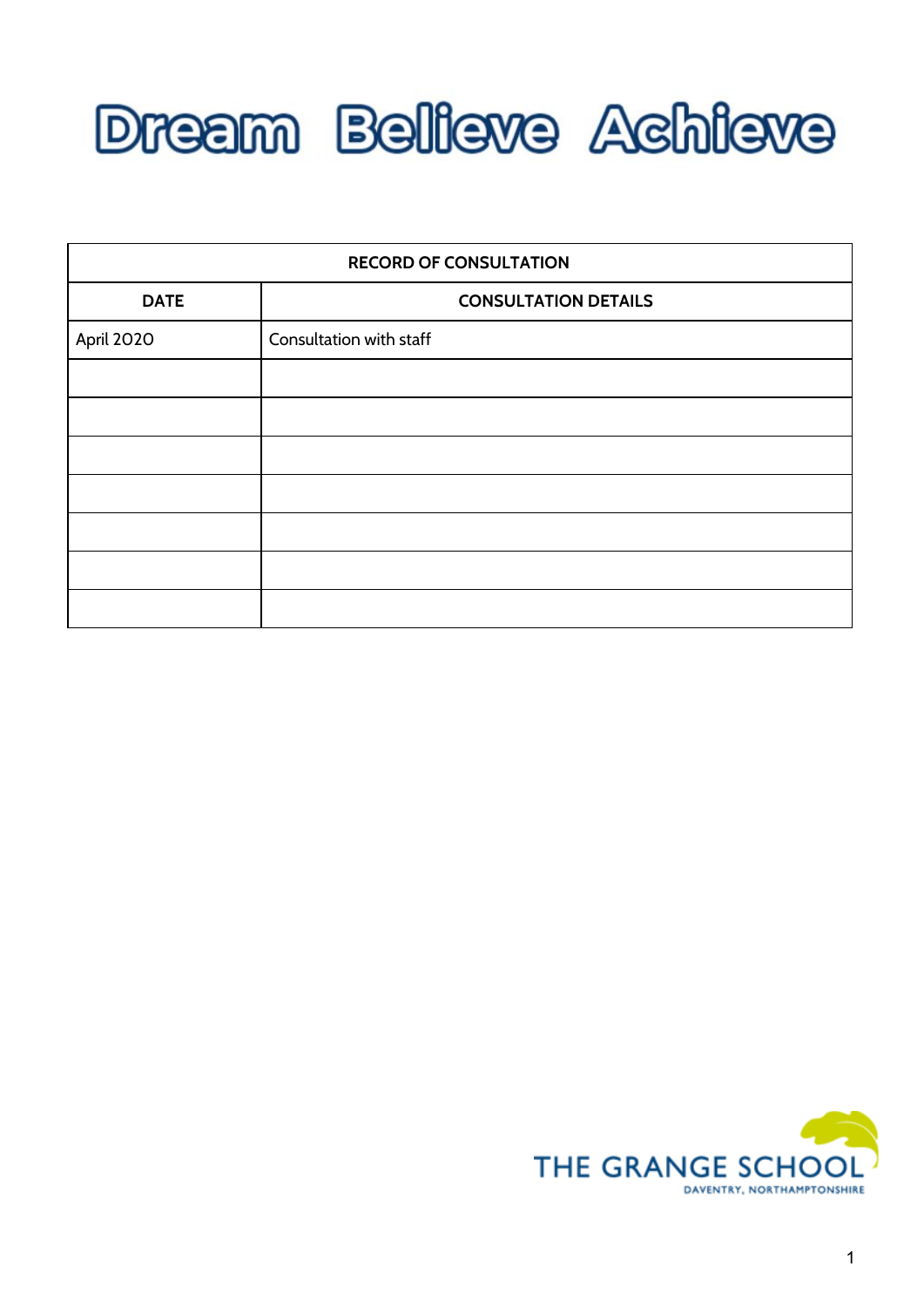# Dream Believe Achieve

| RECORD OF CONSULTATION | |
|---|---|
| **DATE** | **CONSULTATION DETAILS** |
| April 2020 | Consultation with staff |
| | |
| | |
| | |
| | |
| | |
| | |
| | |

THE GRANGE SCHOOL
DAVENTRY, NORTHAMPTONSHIRE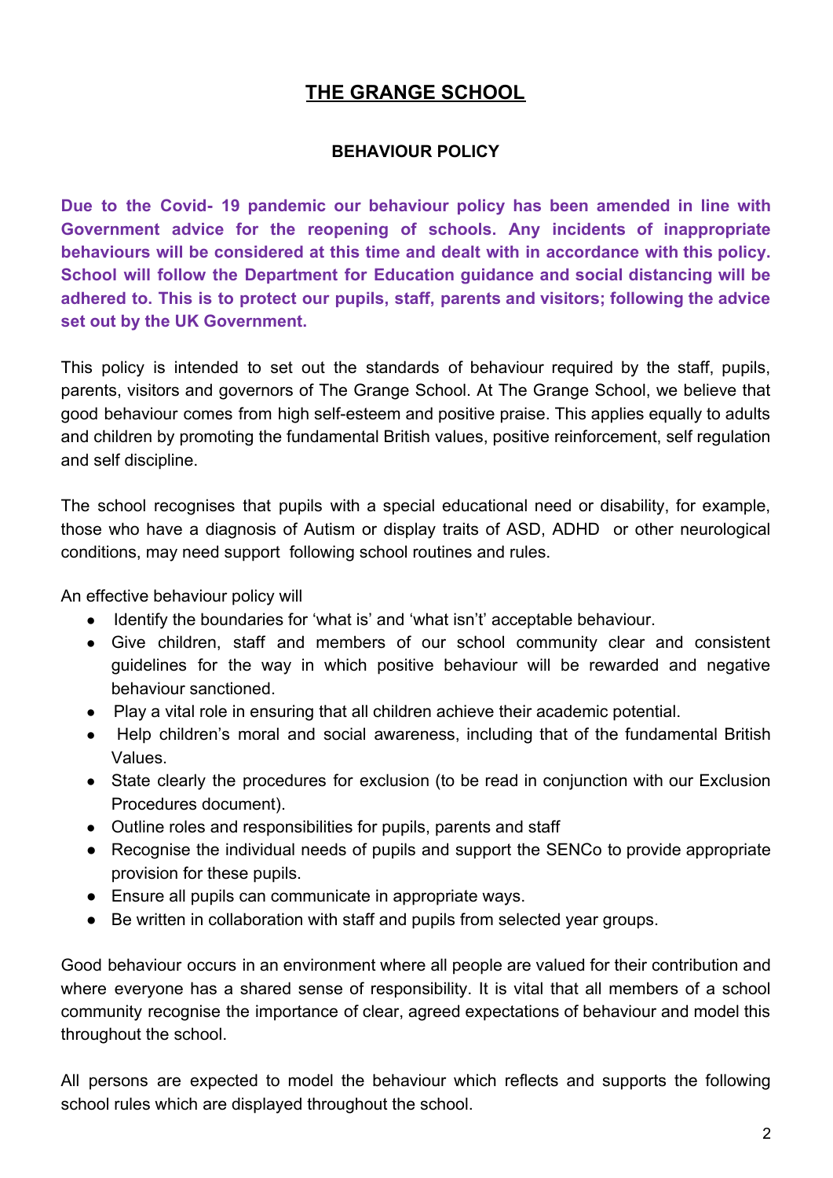# THE GRANGE SCHOOL

## BEHAVIOUR POLICY

**Due to the Covid- 19 pandemic our behaviour policy has been amended in line with Government advice for the reopening of schools. Any incidents of inappropriate behaviours will be considered at this time and dealt with in accordance with this policy. School will follow the Department for Education guidance and social distancing will be adhered to. This is to protect our pupils, staff, parents and visitors; following the advice set out by the UK Government.**

This policy is intended to set out the standards of behaviour required by the staff, pupils, parents, visitors and governors of The Grange School. At The Grange School, we believe that good behaviour comes from high self-esteem and positive praise. This applies equally to adults and children by promoting the fundamental British values, positive reinforcement, self regulation and self discipline.

The school recognises that pupils with a special educational need or disability, for example, those who have a diagnosis of Autism or display traits of ASD, ADHD or other neurological conditions, may need support following school routines and rules.

An effective behaviour policy will

- Identify the boundaries for 'what is' and 'what isn't' acceptable behaviour.
- Give children, staff and members of our school community clear and consistent guidelines for the way in which positive behaviour will be rewarded and negative behaviour sanctioned.
- Play a vital role in ensuring that all children achieve their academic potential.
- Help children's moral and social awareness, including that of the fundamental British Values.
- State clearly the procedures for exclusion (to be read in conjunction with our Exclusion Procedures document).
- Outline roles and responsibilities for pupils, parents and staff
- Recognise the individual needs of pupils and support the SENCo to provide appropriate provision for these pupils.
- Ensure all pupils can communicate in appropriate ways.
- Be written in collaboration with staff and pupils from selected year groups.

Good behaviour occurs in an environment where all people are valued for their contribution and where everyone has a shared sense of responsibility. It is vital that all members of a school community recognise the importance of clear, agreed expectations of behaviour and model this throughout the school.

All persons are expected to model the behaviour which reflects and supports the following school rules which are displayed throughout the school.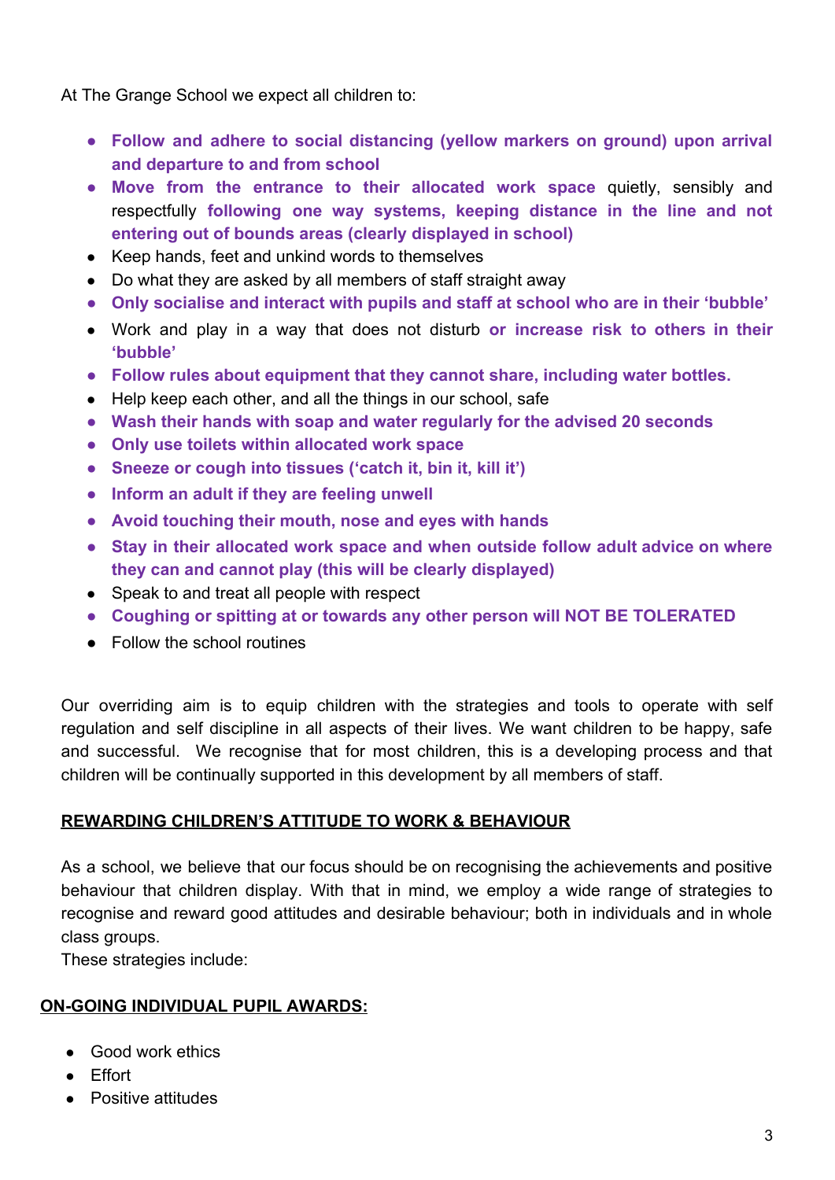At The Grange School we expect all children to:

- **Follow and adhere to social distancing (yellow markers on ground) upon arrival and departure to and from school**
- **Move from the entrance to their allocated work space** quietly, sensibly and respectfully **following one way systems, keeping distance in the line and not entering out of bounds areas (clearly displayed in school)**
- Keep hands, feet and unkind words to themselves
- Do what they are asked by all members of staff straight away
- **Only socialise and interact with pupils and staff at school who are in their 'bubble'**
- Work and play in a way that does not disturb **or increase risk to others in their 'bubble'**
- **Follow rules about equipment that they cannot share, including water bottles.**
- Help keep each other, and all the things in our school, safe
- **Wash their hands with soap and water regularly for the advised 20 seconds**
- **Only use toilets within allocated work space**
- **Sneeze or cough into tissues ('catch it, bin it, kill it')**
- **Inform an adult if they are feeling unwell**
- **Avoid touching their mouth, nose and eyes with hands**
- **Stay in their allocated work space and when outside follow adult advice on where they can and cannot play (this will be clearly displayed)**
- Speak to and treat all people with respect
- **Coughing or spitting at or towards any other person will NOT BE TOLERATED**
- Follow the school routines

Our overriding aim is to equip children with the strategies and tools to operate with self regulation and self discipline in all aspects of their lives. We want children to be happy, safe and successful. We recognise that for most children, this is a developing process and that children will be continually supported in this development by all members of staff.

## REWARDING CHILDREN'S ATTITUDE TO WORK & BEHAVIOUR

As a school, we believe that our focus should be on recognising the achievements and positive behaviour that children display. With that in mind, we employ a wide range of strategies to recognise and reward good attitudes and desirable behaviour; both in individuals and in whole class groups.
These strategies include:

## ON-GOING INDIVIDUAL PUPIL AWARDS:

- Good work ethics
- Effort
- Positive attitudes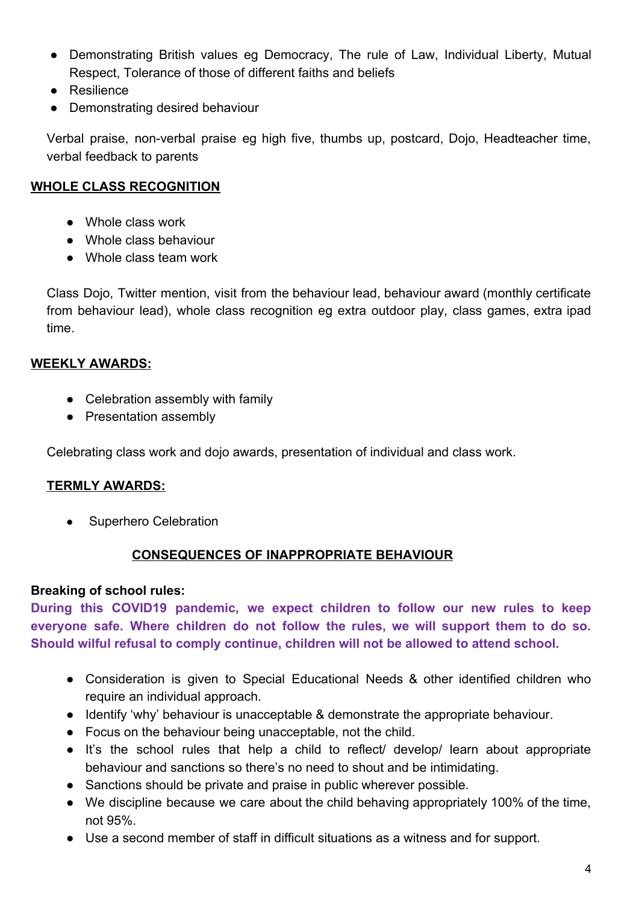- Demonstrating British values eg Democracy, The rule of Law, Individual Liberty, Mutual Respect, Tolerance of those of different faiths and beliefs
- Resilience
- Demonstrating desired behaviour

Verbal praise, non-verbal praise eg high five, thumbs up, postcard, Dojo, Headteacher time, verbal feedback to parents

**WHOLE CLASS RECOGNITION**

- Whole class work
- Whole class behaviour
- Whole class team work

Class Dojo, Twitter mention, visit from the behaviour lead, behaviour award (monthly certificate from behaviour lead), whole class recognition eg extra outdoor play, class games, extra ipad time.

**WEEKLY AWARDS:**

- Celebration assembly with family
- Presentation assembly

Celebrating class work and dojo awards, presentation of individual and class work.

**TERMLY AWARDS:**

- Superhero Celebration

## CONSEQUENCES OF INAPPROPRIATE BEHAVIOUR

**Breaking of school rules:**

**During this COVID19 pandemic, we expect children to follow our new rules to keep everyone safe. Where children do not follow the rules, we will support them to do so. Should wilful refusal to comply continue, children will not be allowed to attend school.**

- Consideration is given to Special Educational Needs & other identified children who require an individual approach.
- Identify 'why' behaviour is unacceptable & demonstrate the appropriate behaviour.
- Focus on the behaviour being unacceptable, not the child.
- It's the school rules that help a child to reflect/ develop/ learn about appropriate behaviour and sanctions so there's no need to shout and be intimidating.
- Sanctions should be private and praise in public wherever possible.
- We discipline because we care about the child behaving appropriately 100% of the time, not 95%.
- Use a second member of staff in difficult situations as a witness and for support.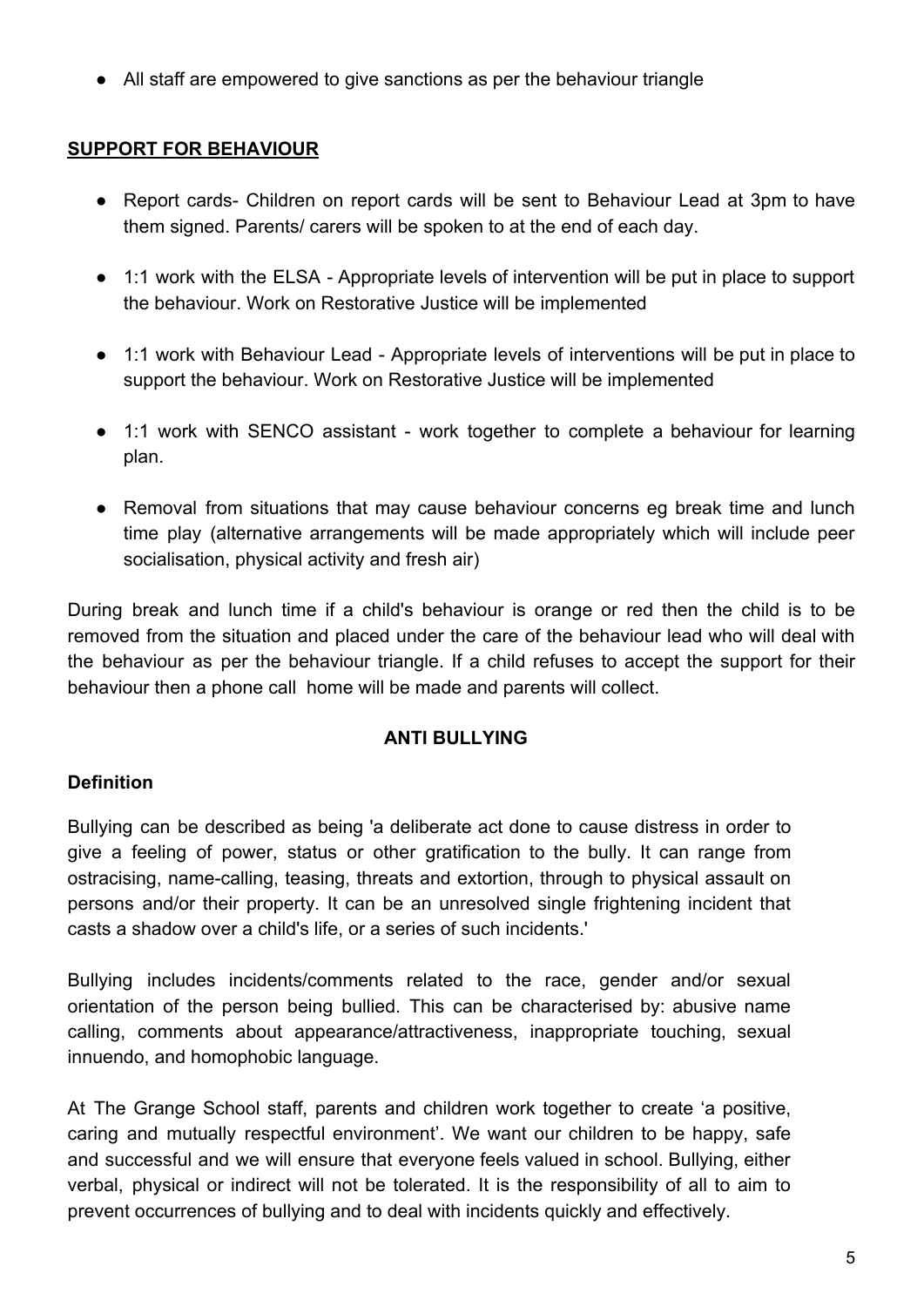- All staff are empowered to give sanctions as per the behaviour triangle

## SUPPORT FOR BEHAVIOUR

- Report cards- Children on report cards will be sent to Behaviour Lead at 3pm to have them signed. Parents/ carers will be spoken to at the end of each day.
- 1:1 work with the ELSA - Appropriate levels of intervention will be put in place to support the behaviour. Work on Restorative Justice will be implemented
- 1:1 work with Behaviour Lead - Appropriate levels of interventions will be put in place to support the behaviour. Work on Restorative Justice will be implemented
- 1:1 work with SENCO assistant - work together to complete a behaviour for learning plan.
- Removal from situations that may cause behaviour concerns eg break time and lunch time play (alternative arrangements will be made appropriately which will include peer socialisation, physical activity and fresh air)

During break and lunch time if a child's behaviour is orange or red then the child is to be removed from the situation and placed under the care of the behaviour lead who will deal with the behaviour as per the behaviour triangle. If a child refuses to accept the support for their behaviour then a phone call home will be made and parents will collect.

## ANTI BULLYING

### Definition

Bullying can be described as being 'a deliberate act done to cause distress in order to give a feeling of power, status or other gratification to the bully. It can range from ostracising, name-calling, teasing, threats and extortion, through to physical assault on persons and/or their property. It can be an unresolved single frightening incident that casts a shadow over a child's life, or a series of such incidents.'

Bullying includes incidents/comments related to the race, gender and/or sexual orientation of the person being bullied. This can be characterised by: abusive name calling, comments about appearance/attractiveness, inappropriate touching, sexual innuendo, and homophobic language.

At The Grange School staff, parents and children work together to create 'a positive, caring and mutually respectful environment'. We want our children to be happy, safe and successful and we will ensure that everyone feels valued in school. Bullying, either verbal, physical or indirect will not be tolerated. It is the responsibility of all to aim to prevent occurrences of bullying and to deal with incidents quickly and effectively.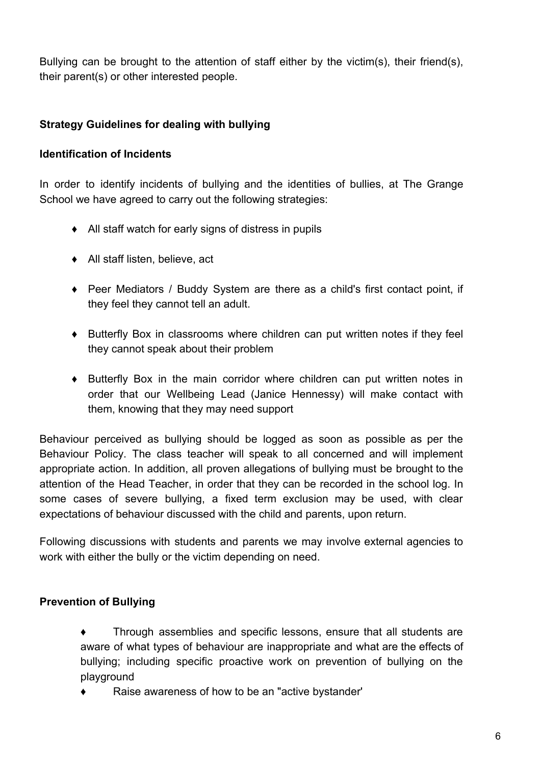Bullying can be brought to the attention of staff either by the victim(s), their friend(s), their parent(s) or other interested people.

**Strategy Guidelines for dealing with bullying**

**Identification of Incidents**

In order to identify incidents of bullying and the identities of bullies, at The Grange School we have agreed to carry out the following strategies:

- All staff watch for early signs of distress in pupils
- All staff listen, believe, act
- Peer Mediators / Buddy System are there as a child's first contact point, if they feel they cannot tell an adult.
- Butterfly Box in classrooms where children can put written notes if they feel they cannot speak about their problem
- Butterfly Box in the main corridor where children can put written notes in order that our Wellbeing Lead (Janice Hennessy) will make contact with them, knowing that they may need support

Behaviour perceived as bullying should be logged as soon as possible as per the Behaviour Policy. The class teacher will speak to all concerned and will implement appropriate action. In addition, all proven allegations of bullying must be brought to the attention of the Head Teacher, in order that they can be recorded in the school log. In some cases of severe bullying, a fixed term exclusion may be used, with clear expectations of behaviour discussed with the child and parents, upon return.

Following discussions with students and parents we may involve external agencies to work with either the bully or the victim depending on need.

**Prevention of Bullying**

- Through assemblies and specific lessons, ensure that all students are aware of what types of behaviour are inappropriate and what are the effects of bullying; including specific proactive work on prevention of bullying on the playground
- Raise awareness of how to be an "active bystander'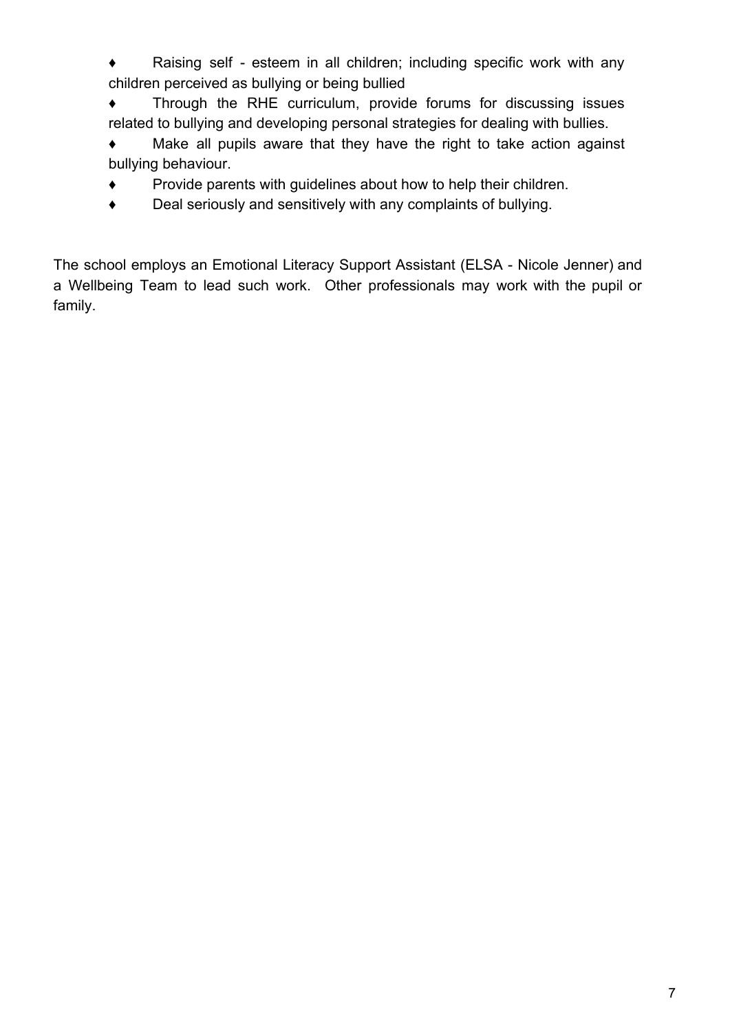- Raising self - esteem in all children; including specific work with any children perceived as bullying or being bullied
- Through the RHE curriculum, provide forums for discussing issues related to bullying and developing personal strategies for dealing with bullies.
- Make all pupils aware that they have the right to take action against bullying behaviour.
- Provide parents with guidelines about how to help their children.
- Deal seriously and sensitively with any complaints of bullying.

The school employs an Emotional Literacy Support Assistant (ELSA - Nicole Jenner) and a Wellbeing Team to lead such work. Other professionals may work with the pupil or family.